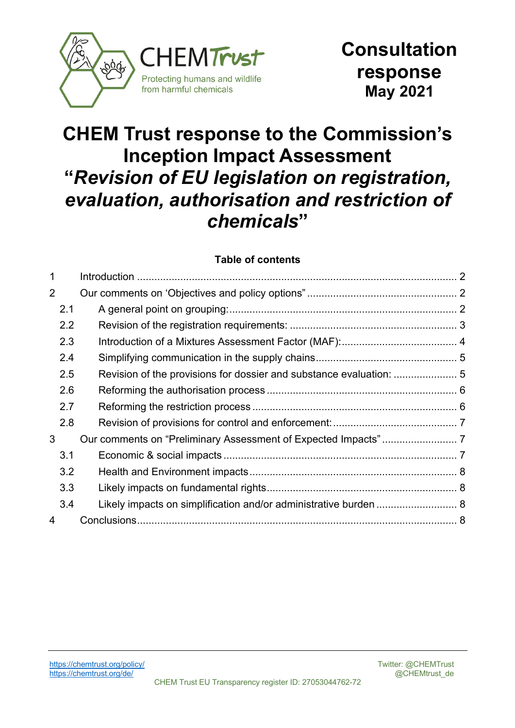CHEMTrust

Protecting humans and wildlife from harmful chemicals

**Consultation response**
**May 2021**

# CHEM Trust response to the Commission's Inception Impact Assessment "*Revision of EU legislation on registration, evaluation, authorisation and restriction of chemicals*"

**Table of contents**

| | | |
|---|---|---|
| 1 | Introduction | 2 |
| 2 | Our comments on 'Objectives and policy options' | 2 |
| 2.1 | A general point on grouping: | 2 |
| 2.2 | Revision of the registration requirements: | 3 |
| 2.3 | Introduction of a Mixtures Assessment Factor (MAF): | 4 |
| 2.4 | Simplifying communication in the supply chains | 5 |
| 2.5 | Revision of the provisions for dossier and substance evaluation: | 5 |
| 2.6 | Reforming the authorisation process | 6 |
| 2.7 | Reforming the restriction process | 6 |
| 2.8 | Revision of provisions for control and enforcement: | 7 |
| 3 | Our comments on "Preliminary Assessment of Expected Impacts" | 7 |
| 3.1 | Economic & social impacts | 7 |
| 3.2 | Health and Environment impacts | 8 |
| 3.3 | Likely impacts on fundamental rights | 8 |
| 3.4 | Likely impacts on simplification and/or administrative burden | 8 |
| 4 | Conclusions | 8 |

https://chemtrust.org/policy/
https://chemtrust.org/de/

Twitter: @CHEMTrust
@CHEMtrust_de

CHEM Trust EU Transparency register ID: 27053044762-72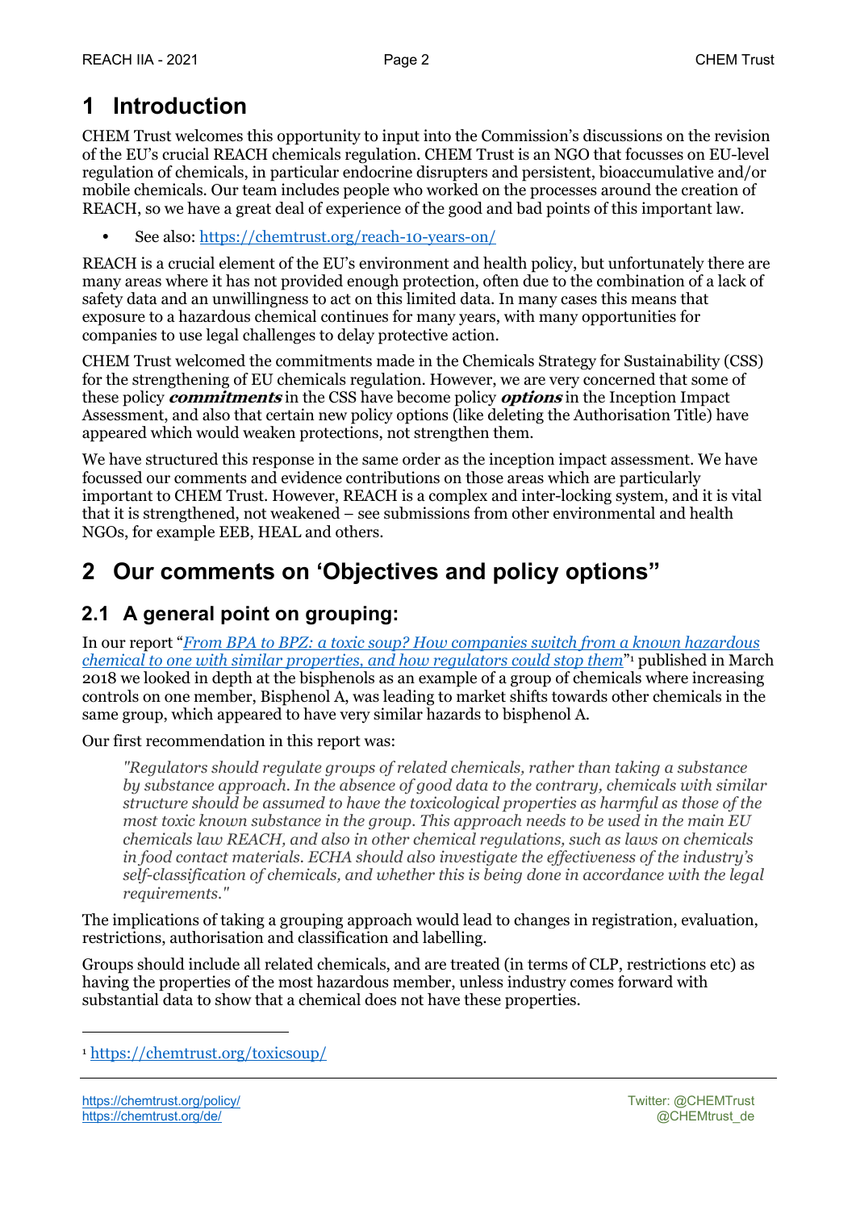# 1 Introduction

CHEM Trust welcomes this opportunity to input into the Commission's discussions on the revision of the EU's crucial REACH chemicals regulation. CHEM Trust is an NGO that focusses on EU-level regulation of chemicals, in particular endocrine disrupters and persistent, bioaccumulative and/or mobile chemicals. Our team includes people who worked on the processes around the creation of REACH, so we have a great deal of experience of the good and bad points of this important law.

- See also: [https://chemtrust.org/reach-10-years-on/](https://chemtrust.org/reach-10-years-on/)

REACH is a crucial element of the EU's environment and health policy, but unfortunately there are many areas where it has not provided enough protection, often due to the combination of a lack of safety data and an unwillingness to act on this limited data. In many cases this means that exposure to a hazardous chemical continues for many years, with many opportunities for companies to use legal challenges to delay protective action.

CHEM Trust welcomed the commitments made in the Chemicals Strategy for Sustainability (CSS) for the strengthening of EU chemicals regulation. However, we are very concerned that some of these policy ***commitments*** in the CSS have become policy ***options*** in the Inception Impact Assessment, and also that certain new policy options (like deleting the Authorisation Title) have appeared which would weaken protections, not strengthen them.

We have structured this response in the same order as the inception impact assessment. We have focussed our comments and evidence contributions on those areas which are particularly important to CHEM Trust. However, REACH is a complex and inter-locking system, and it is vital that it is strengthened, not weakened – see submissions from other environmental and health NGOs, for example EEB, HEAL and others.

# 2 Our comments on 'Objectives and policy options"

## 2.1 A general point on grouping:

In our report "*[From BPA to BPZ: a toxic soup? How companies switch from a known hazardous chemical to one with similar properties, and how regulators could stop them](https://chemtrust.org/toxicsoup/)*"[1] published in March 2018 we looked in depth at the bisphenols as an example of a group of chemicals where increasing controls on one member, Bisphenol A, was leading to market shifts towards other chemicals in the same group, which appeared to have very similar hazards to bisphenol A.

Our first recommendation in this report was:

> *"Regulators should regulate groups of related chemicals, rather than taking a substance by substance approach. In the absence of good data to the contrary, chemicals with similar structure should be assumed to have the toxicological properties as harmful as those of the most toxic known substance in the group. This approach needs to be used in the main EU chemicals law REACH, and also in other chemical regulations, such as laws on chemicals in food contact materials. ECHA should also investigate the effectiveness of the industry's self-classification of chemicals, and whether this is being done in accordance with the legal requirements."*

The implications of taking a grouping approach would lead to changes in registration, evaluation, restrictions, authorisation and classification and labelling.

Groups should include all related chemicals, and are treated (in terms of CLP, restrictions etc) as having the properties of the most hazardous member, unless industry comes forward with substantial data to show that a chemical does not have these properties.

---

[1] [https://chemtrust.org/toxicsoup/](https://chemtrust.org/toxicsoup/)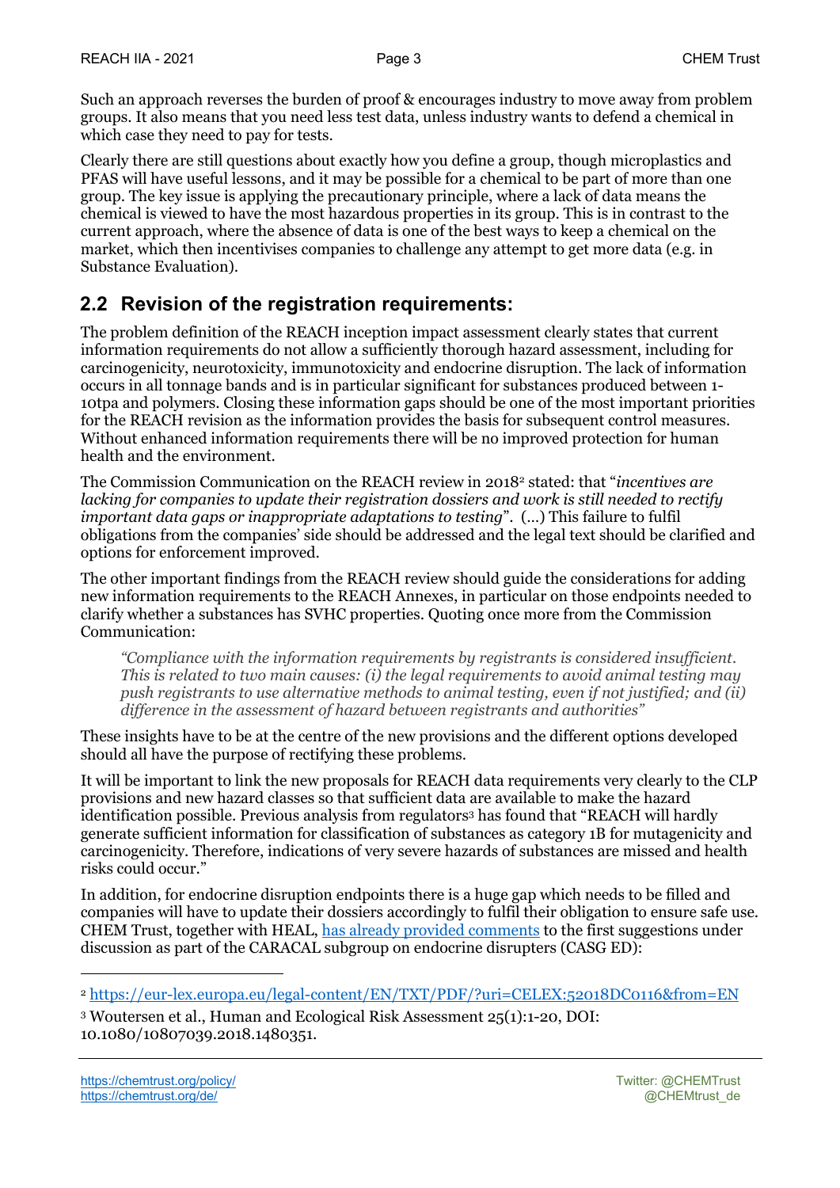Such an approach reverses the burden of proof & encourages industry to move away from problem groups. It also means that you need less test data, unless industry wants to defend a chemical in which case they need to pay for tests.

Clearly there are still questions about exactly how you define a group, though microplastics and PFAS will have useful lessons, and it may be possible for a chemical to be part of more than one group. The key issue is applying the precautionary principle, where a lack of data means the chemical is viewed to have the most hazardous properties in its group. This is in contrast to the current approach, where the absence of data is one of the best ways to keep a chemical on the market, which then incentivises companies to challenge any attempt to get more data (e.g. in Substance Evaluation).

## 2.2 Revision of the registration requirements:

The problem definition of the REACH inception impact assessment clearly states that current information requirements do not allow a sufficiently thorough hazard assessment, including for carcinogenicity, neurotoxicity, immunotoxicity and endocrine disruption. The lack of information occurs in all tonnage bands and is in particular significant for substances produced between 1-10tpa and polymers. Closing these information gaps should be one of the most important priorities for the REACH revision as the information provides the basis for subsequent control measures. Without enhanced information requirements there will be no improved protection for human health and the environment.

The Commission Communication on the REACH review in 2018[2] stated: that "*incentives are lacking for companies to update their registration dossiers and work is still needed to rectify important data gaps or inappropriate adaptations to testing*". (...) This failure to fulfil obligations from the companies' side should be addressed and the legal text should be clarified and options for enforcement improved.

The other important findings from the REACH review should guide the considerations for adding new information requirements to the REACH Annexes, in particular on those endpoints needed to clarify whether a substances has SVHC properties. Quoting once more from the Commission Communication:

> *"Compliance with the information requirements by registrants is considered insufficient. This is related to two main causes: (i) the legal requirements to avoid animal testing may push registrants to use alternative methods to animal testing, even if not justified; and (ii) difference in the assessment of hazard between registrants and authorities"*

These insights have to be at the centre of the new provisions and the different options developed should all have the purpose of rectifying these problems.

It will be important to link the new proposals for REACH data requirements very clearly to the CLP provisions and new hazard classes so that sufficient data are available to make the hazard identification possible. Previous analysis from regulators[3] has found that "REACH will hardly generate sufficient information for classification of substances as category 1B for mutagenicity and carcinogenicity. Therefore, indications of very severe hazards of substances are missed and health risks could occur."

In addition, for endocrine disruption endpoints there is a huge gap which needs to be filled and companies will have to update their dossiers accordingly to fulfil their obligation to ensure safe use. CHEM Trust, together with HEAL, [has already provided comments](#) to the first suggestions under discussion as part of the CARACAL subgroup on endocrine disrupters (CASG ED):

---

[2] https://eur-lex.europa.eu/legal-content/EN/TXT/PDF/?uri=CELEX:52018DC0116&from=EN

[3] Woutersen et al., Human and Ecological Risk Assessment 25(1):1-20, DOI: 10.1080/10807039.2018.1480351.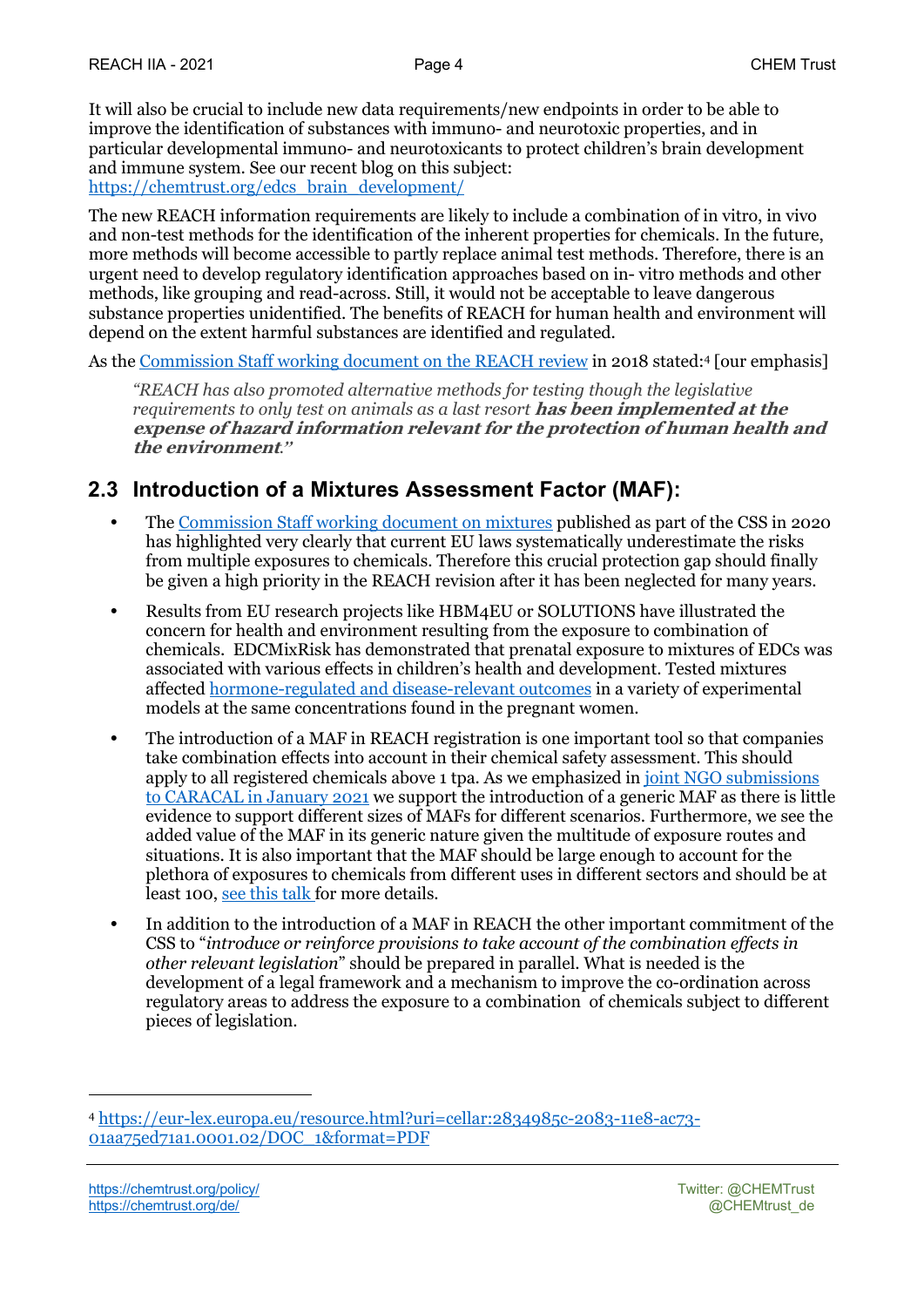It will also be crucial to include new data requirements/new endpoints in order to be able to improve the identification of substances with immuno- and neurotoxic properties, and in particular developmental immuno- and neurotoxicants to protect children's brain development and immune system. See our recent blog on this subject: https://chemtrust.org/edcs_brain_development/

The new REACH information requirements are likely to include a combination of in vitro, in vivo and non-test methods for the identification of the inherent properties for chemicals. In the future, more methods will become accessible to partly replace animal test methods. Therefore, there is an urgent need to develop regulatory identification approaches based on in- vitro methods and other methods, like grouping and read-across. Still, it would not be acceptable to leave dangerous substance properties unidentified. The benefits of REACH for human health and environment will depend on the extent harmful substances are identified and regulated.

As the Commission Staff working document on the REACH review in 2018 stated:[4] [our emphasis]

> *"REACH has also promoted alternative methods for testing though the legislative requirements to only test on animals as a last resort* ***has been implemented at the expense of hazard information relevant for the protection of human health and the environment****."*

## 2.3 Introduction of a Mixtures Assessment Factor (MAF):

- The Commission Staff working document on mixtures published as part of the CSS in 2020 has highlighted very clearly that current EU laws systematically underestimate the risks from multiple exposures to chemicals. Therefore this crucial protection gap should finally be given a high priority in the REACH revision after it has been neglected for many years.
- Results from EU research projects like HBM4EU or SOLUTIONS have illustrated the concern for health and environment resulting from the exposure to combination of chemicals. EDCMixRisk has demonstrated that prenatal exposure to mixtures of EDCs was associated with various effects in children's health and development. Tested mixtures affected hormone-regulated and disease-relevant outcomes in a variety of experimental models at the same concentrations found in the pregnant women.
- The introduction of a MAF in REACH registration is one important tool so that companies take combination effects into account in their chemical safety assessment. This should apply to all registered chemicals above 1 tpa. As we emphasized in joint NGO submissions to CARACAL in January 2021 we support the introduction of a generic MAF as there is little evidence to support different sizes of MAFs for different scenarios. Furthermore, we see the added value of the MAF in its generic nature given the multitude of exposure routes and situations. It is also important that the MAF should be large enough to account for the plethora of exposures to chemicals from different uses in different sectors and should be at least 100, see this talk for more details.
- In addition to the introduction of a MAF in REACH the other important commitment of the CSS to "*introduce or reinforce provisions to take account of the combination effects in other relevant legislation*" should be prepared in parallel. What is needed is the development of a legal framework and a mechanism to improve the co-ordination across regulatory areas to address the exposure to a combination of chemicals subject to different pieces of legislation.

---

[4] https://eur-lex.europa.eu/resource.html?uri=cellar:2834985c-2083-11e8-ac73-01aa75ed71a1.0001.02/DOC_1&format=PDF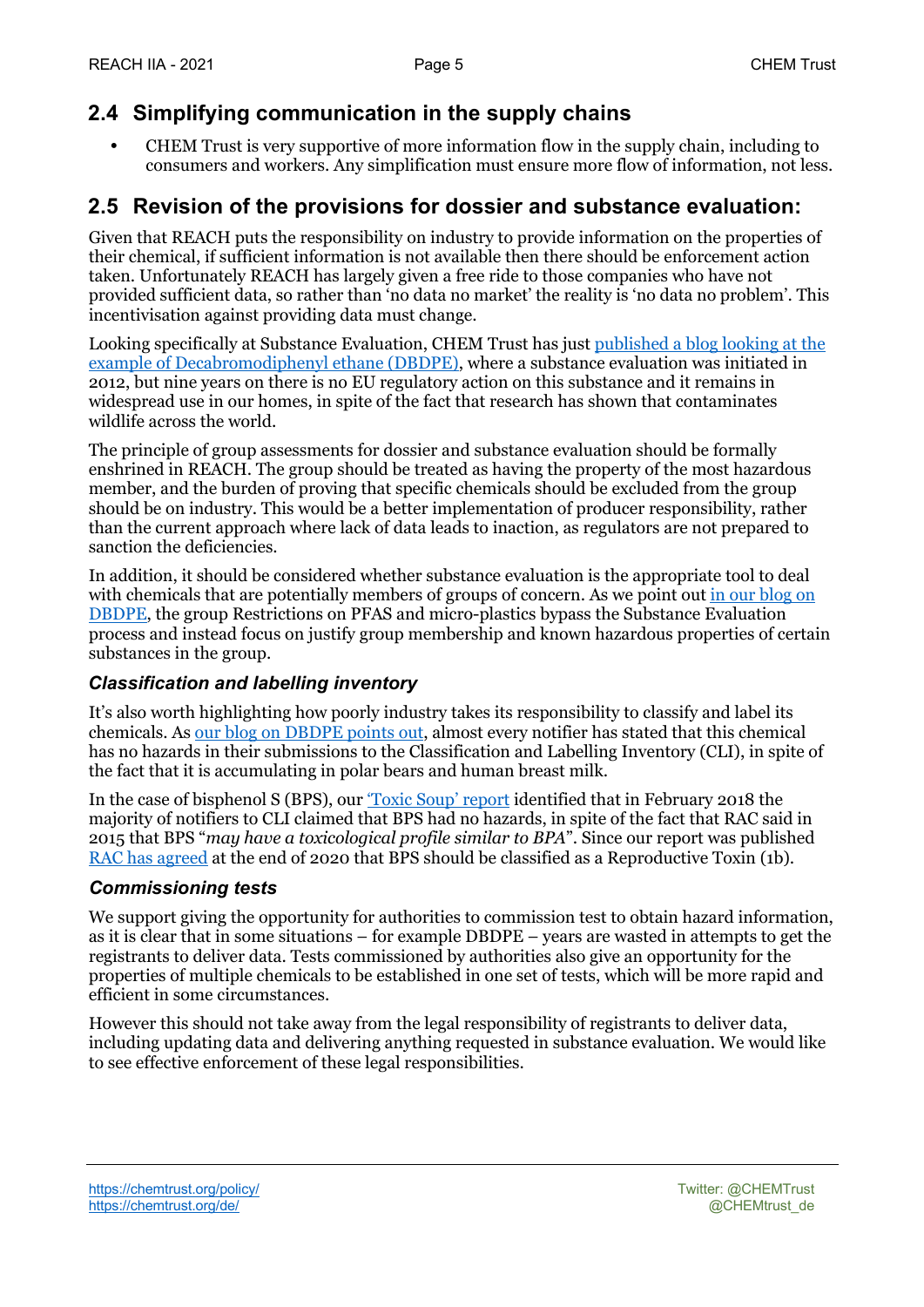## 2.4 Simplifying communication in the supply chains

- CHEM Trust is very supportive of more information flow in the supply chain, including to consumers and workers. Any simplification must ensure more flow of information, not less.

## 2.5 Revision of the provisions for dossier and substance evaluation:

Given that REACH puts the responsibility on industry to provide information on the properties of their chemical, if sufficient information is not available then there should be enforcement action taken. Unfortunately REACH has largely given a free ride to those companies who have not provided sufficient data, so rather than 'no data no market' the reality is 'no data no problem'. This incentivisation against providing data must change.

Looking specifically at Substance Evaluation, CHEM Trust has just published a blog looking at the example of Decabromodiphenyl ethane (DBDPE), where a substance evaluation was initiated in 2012, but nine years on there is no EU regulatory action on this substance and it remains in widespread use in our homes, in spite of the fact that research has shown that contaminates wildlife across the world.

The principle of group assessments for dossier and substance evaluation should be formally enshrined in REACH. The group should be treated as having the property of the most hazardous member, and the burden of proving that specific chemicals should be excluded from the group should be on industry. This would be a better implementation of producer responsibility, rather than the current approach where lack of data leads to inaction, as regulators are not prepared to sanction the deficiencies.

In addition, it should be considered whether substance evaluation is the appropriate tool to deal with chemicals that are potentially members of groups of concern. As we point out in our blog on DBDPE, the group Restrictions on PFAS and micro-plastics bypass the Substance Evaluation process and instead focus on justify group membership and known hazardous properties of certain substances in the group.

### *Classification and labelling inventory*

It's also worth highlighting how poorly industry takes its responsibility to classify and label its chemicals. As our blog on DBDPE points out, almost every notifier has stated that this chemical has no hazards in their submissions to the Classification and Labelling Inventory (CLI), in spite of the fact that it is accumulating in polar bears and human breast milk.

In the case of bisphenol S (BPS), our 'Toxic Soup' report identified that in February 2018 the majority of notifiers to CLI claimed that BPS had no hazards, in spite of the fact that RAC said in 2015 that BPS "*may have a toxicological profile similar to BPA*". Since our report was published RAC has agreed at the end of 2020 that BPS should be classified as a Reproductive Toxin (1b).

### *Commissioning tests*

We support giving the opportunity for authorities to commission test to obtain hazard information, as it is clear that in some situations – for example DBDPE – years are wasted in attempts to get the registrants to deliver data. Tests commissioned by authorities also give an opportunity for the properties of multiple chemicals to be established in one set of tests, which will be more rapid and efficient in some circumstances.

However this should not take away from the legal responsibility of registrants to deliver data, including updating data and delivering anything requested in substance evaluation. We would like to see effective enforcement of these legal responsibilities.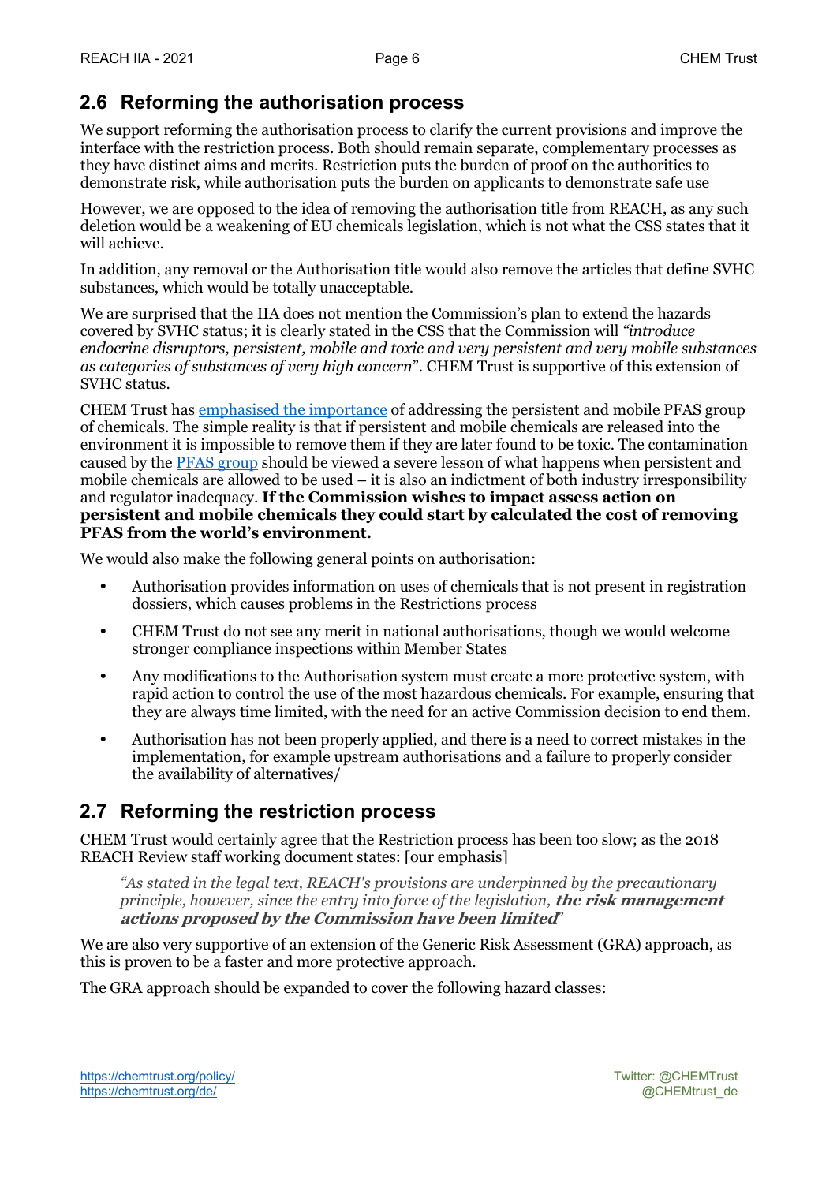## 2.6 Reforming the authorisation process

We support reforming the authorisation process to clarify the current provisions and improve the interface with the restriction process. Both should remain separate, complementary processes as they have distinct aims and merits. Restriction puts the burden of proof on the authorities to demonstrate risk, while authorisation puts the burden on applicants to demonstrate safe use

However, we are opposed to the idea of removing the authorisation title from REACH, as any such deletion would be a weakening of EU chemicals legislation, which is not what the CSS states that it will achieve.

In addition, any removal or the Authorisation title would also remove the articles that define SVHC substances, which would be totally unacceptable.

We are surprised that the IIA does not mention the Commission's plan to extend the hazards covered by SVHC status; it is clearly stated in the CSS that the Commission will *"introduce endocrine disruptors, persistent, mobile and toxic and very persistent and very mobile substances as categories of substances of very high concern*". CHEM Trust is supportive of this extension of SVHC status.

CHEM Trust has emphasised the importance of addressing the persistent and mobile PFAS group of chemicals. The simple reality is that if persistent and mobile chemicals are released into the environment it is impossible to remove them if they are later found to be toxic. The contamination caused by the PFAS group should be viewed a severe lesson of what happens when persistent and mobile chemicals are allowed to be used – it is also an indictment of both industry irresponsibility and regulator inadequacy. **If the Commission wishes to impact assess action on persistent and mobile chemicals they could start by calculated the cost of removing PFAS from the world's environment.**

We would also make the following general points on authorisation:

- Authorisation provides information on uses of chemicals that is not present in registration dossiers, which causes problems in the Restrictions process
- CHEM Trust do not see any merit in national authorisations, though we would welcome stronger compliance inspections within Member States
- Any modifications to the Authorisation system must create a more protective system, with rapid action to control the use of the most hazardous chemicals. For example, ensuring that they are always time limited, with the need for an active Commission decision to end them.
- Authorisation has not been properly applied, and there is a need to correct mistakes in the implementation, for example upstream authorisations and a failure to properly consider the availability of alternatives/

## 2.7 Reforming the restriction process

CHEM Trust would certainly agree that the Restriction process has been too slow; as the 2018 REACH Review staff working document states: [our emphasis]

> *"As stated in the legal text, REACH's provisions are underpinned by the precautionary principle, however, since the entry into force of the legislation, **the risk management actions proposed by the Commission have been limited**"*

We are also very supportive of an extension of the Generic Risk Assessment (GRA) approach, as this is proven to be a faster and more protective approach.

The GRA approach should be expanded to cover the following hazard classes: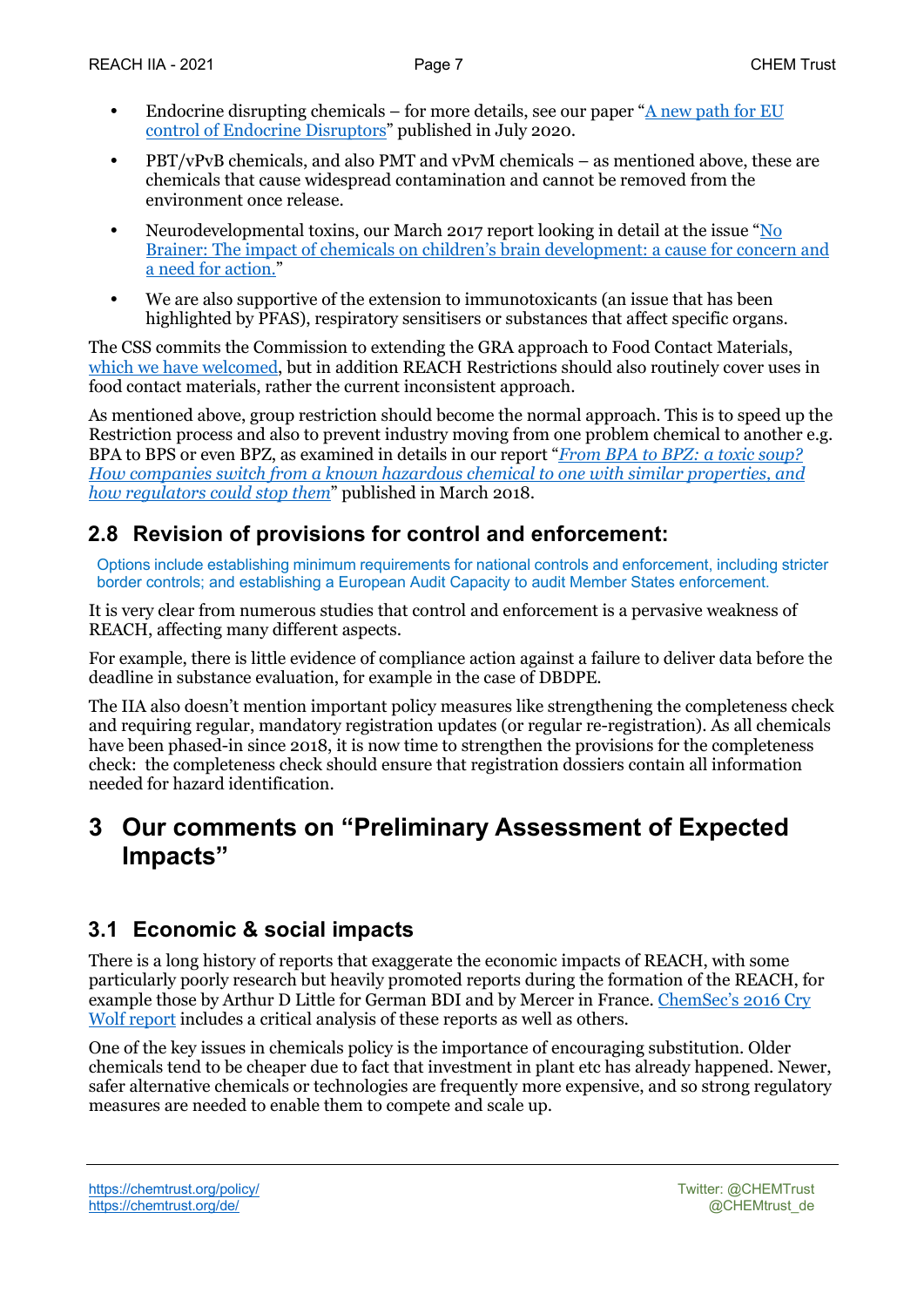- Endocrine disrupting chemicals – for more details, see our paper "[A new path for EU control of Endocrine Disruptors]()" published in July 2020.
- PBT/vPvB chemicals, and also PMT and vPvM chemicals – as mentioned above, these are chemicals that cause widespread contamination and cannot be removed from the environment once release.
- Neurodevelopmental toxins, our March 2017 report looking in detail at the issue "[No Brainer: The impact of chemicals on children's brain development: a cause for concern and a need for action.]()"
- We are also supportive of the extension to immunotoxicants (an issue that has been highlighted by PFAS), respiratory sensitisers or substances that affect specific organs.

The CSS commits the Commission to extending the GRA approach to Food Contact Materials, [which we have welcomed](), but in addition REACH Restrictions should also routinely cover uses in food contact materials, rather the current inconsistent approach.

As mentioned above, group restriction should become the normal approach. This is to speed up the Restriction process and also to prevent industry moving from one problem chemical to another e.g. BPA to BPS or even BPZ, as examined in details in our report "*[From BPA to BPZ: a toxic soup? How companies switch from a known hazardous chemical to one with similar properties, and how regulators could stop them]()*" published in March 2018.

## 2.8 Revision of provisions for control and enforcement:

Options include establishing minimum requirements for national controls and enforcement, including stricter border controls; and establishing a European Audit Capacity to audit Member States enforcement.

It is very clear from numerous studies that control and enforcement is a pervasive weakness of REACH, affecting many different aspects.

For example, there is little evidence of compliance action against a failure to deliver data before the deadline in substance evaluation, for example in the case of DBDPE.

The IIA also doesn't mention important policy measures like strengthening the completeness check and requiring regular, mandatory registration updates (or regular re-registration). As all chemicals have been phased-in since 2018, it is now time to strengthen the provisions for the completeness check: the completeness check should ensure that registration dossiers contain all information needed for hazard identification.

# 3 Our comments on "Preliminary Assessment of Expected Impacts"

## 3.1 Economic & social impacts

There is a long history of reports that exaggerate the economic impacts of REACH, with some particularly poorly research but heavily promoted reports during the formation of the REACH, for example those by Arthur D Little for German BDI and by Mercer in France. [ChemSec's 2016 Cry Wolf report]() includes a critical analysis of these reports as well as others.

One of the key issues in chemicals policy is the importance of encouraging substitution. Older chemicals tend to be cheaper due to fact that investment in plant etc has already happened. Newer, safer alternative chemicals or technologies are frequently more expensive, and so strong regulatory measures are needed to enable them to compete and scale up.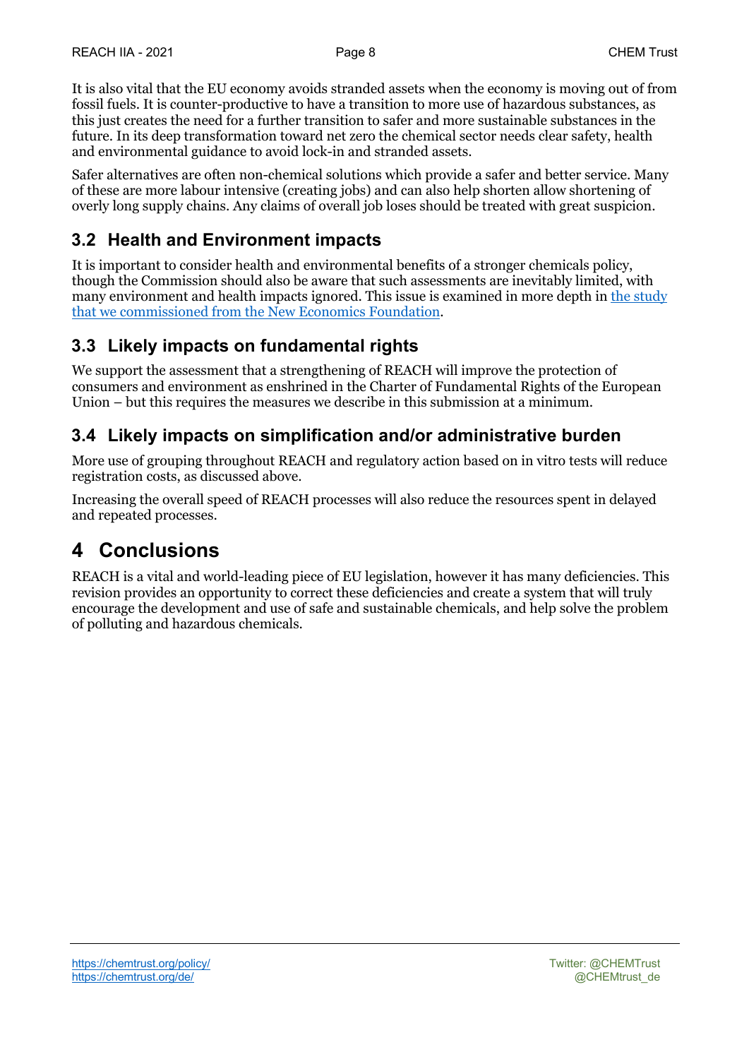It is also vital that the EU economy avoids stranded assets when the economy is moving out of from fossil fuels. It is counter-productive to have a transition to more use of hazardous substances, as this just creates the need for a further transition to safer and more sustainable substances in the future. In its deep transformation toward net zero the chemical sector needs clear safety, health and environmental guidance to avoid lock-in and stranded assets.

Safer alternatives are often non-chemical solutions which provide a safer and better service. Many of these are more labour intensive (creating jobs) and can also help shorten allow shortening of overly long supply chains. Any claims of overall job loses should be treated with great suspicion.

## 3.2 Health and Environment impacts

It is important to consider health and environmental benefits of a stronger chemicals policy, though the Commission should also be aware that such assessments are inevitably limited, with many environment and health impacts ignored. This issue is examined in more depth in the study that we commissioned from the New Economics Foundation.

## 3.3 Likely impacts on fundamental rights

We support the assessment that a strengthening of REACH will improve the protection of consumers and environment as enshrined in the Charter of Fundamental Rights of the European Union – but this requires the measures we describe in this submission at a minimum.

## 3.4 Likely impacts on simplification and/or administrative burden

More use of grouping throughout REACH and regulatory action based on in vitro tests will reduce registration costs, as discussed above.

Increasing the overall speed of REACH processes will also reduce the resources spent in delayed and repeated processes.

# 4 Conclusions

REACH is a vital and world-leading piece of EU legislation, however it has many deficiencies. This revision provides an opportunity to correct these deficiencies and create a system that will truly encourage the development and use of safe and sustainable chemicals, and help solve the problem of polluting and hazardous chemicals.